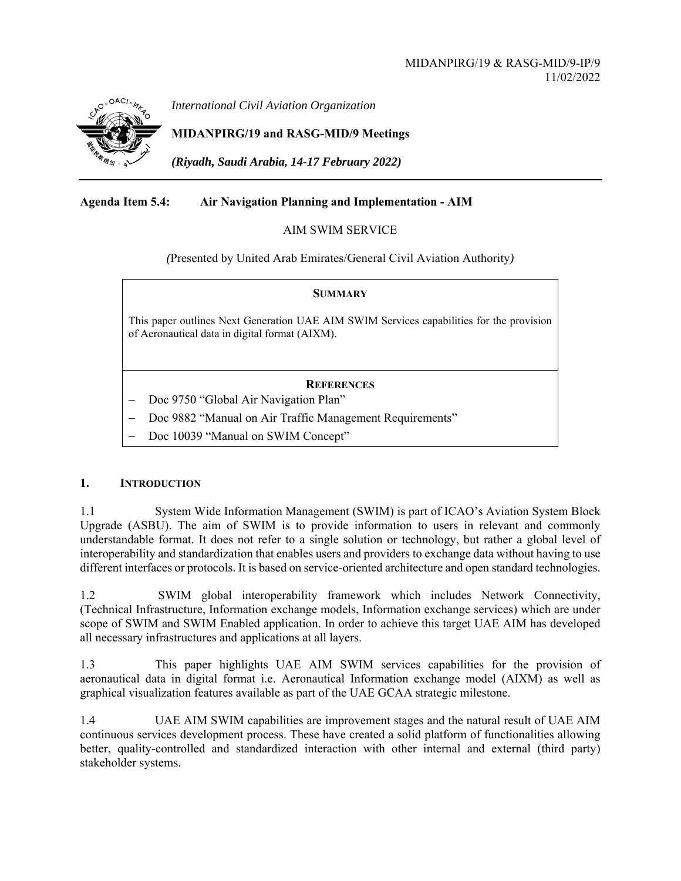MIDANPIRG/19 & RASG-MID/9-IP/9
11/02/2022

*International Civil Aviation Organization*

**MIDANPIRG/19 and RASG-MID/9 Meetings**

***(Riyadh, Saudi Arabia, 14-17 February 2022)***

**Agenda Item 5.4: Air Navigation Planning and Implementation - AIM**

AIM SWIM SERVICE

*(*Presented by United Arab Emirates/General Civil Aviation Authority*)*

| **SUMMARY** |
| --- |
| This paper outlines Next Generation UAE AIM SWIM Services capabilities for the provision of Aeronautical data in digital format (AIXM). |
| **REFERENCES**<br>– Doc 9750 "Global Air Navigation Plan"<br>– Doc 9882 "Manual on Air Traffic Management Requirements"<br>– Doc 10039 "Manual on SWIM Concept" |

## 1. INTRODUCTION

1.1 System Wide Information Management (SWIM) is part of ICAO's Aviation System Block Upgrade (ASBU). The aim of SWIM is to provide information to users in relevant and commonly understandable format. It does not refer to a single solution or technology, but rather a global level of interoperability and standardization that enables users and providers to exchange data without having to use different interfaces or protocols. It is based on service-oriented architecture and open standard technologies.

1.2 SWIM global interoperability framework which includes Network Connectivity, (Technical Infrastructure, Information exchange models, Information exchange services) which are under scope of SWIM and SWIM Enabled application. In order to achieve this target UAE AIM has developed all necessary infrastructures and applications at all layers.

1.3 This paper highlights UAE AIM SWIM services capabilities for the provision of aeronautical data in digital format i.e. Aeronautical Information exchange model (AIXM) as well as graphical visualization features available as part of the UAE GCAA strategic milestone.

1.4 UAE AIM SWIM capabilities are improvement stages and the natural result of UAE AIM continuous services development process. These have created a solid platform of functionalities allowing better, quality-controlled and standardized interaction with other internal and external (third party) stakeholder systems.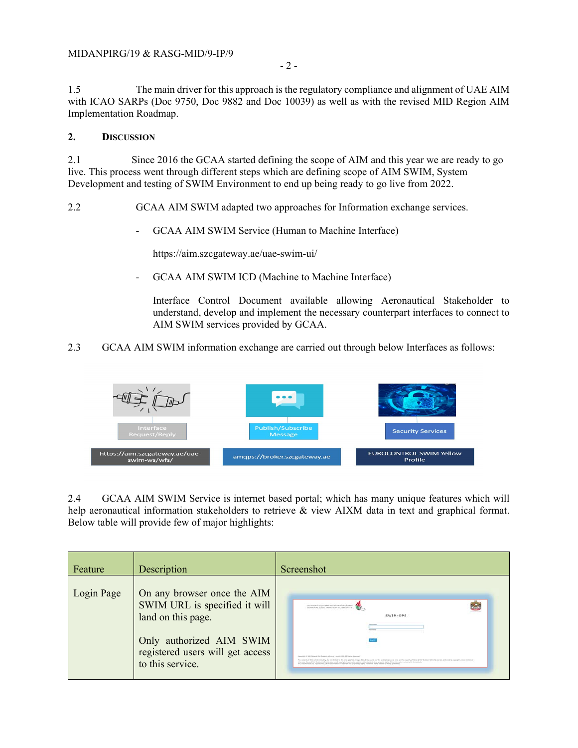1.5 The main driver for this approach is the regulatory compliance and alignment of UAE AIM with ICAO SARPs (Doc 9750, Doc 9882 and Doc 10039) as well as with the revised MID Region AIM Implementation Roadmap.

## 2. DISCUSSION

2.1 Since 2016 the GCAA started defining the scope of AIM and this year we are ready to go live. This process went through different steps which are defining scope of AIM SWIM, System Development and testing of SWIM Environment to end up being ready to go live from 2022.

2.2 GCAA AIM SWIM adapted two approaches for Information exchange services.

- GCAA AIM SWIM Service (Human to Machine Interface)

  https://aim.szcgateway.ae/uae-swim-ui/

- GCAA AIM SWIM ICD (Machine to Machine Interface)

  Interface Control Document available allowing Aeronautical Stakeholder to understand, develop and implement the necessary counterpart interfaces to connect to AIM SWIM services provided by GCAA.

2.3 GCAA AIM SWIM information exchange are carried out through below Interfaces as follows:

| Interface Request/Reply | Publish/Subscribe Message | Security Services |
|---|---|---|
| https://aim.szcgateway.ae/uae-swim-ws/wfs/ | amqps://broker.szcgateway.ae | EUROCONTROL SWIM Yellow Profile |

2.4 GCAA AIM SWIM Service is internet based portal; which has many unique features which will help aeronautical information stakeholders to retrieve & view AIXM data in text and graphical format. Below table will provide few of major highlights:

| Feature | Description | Screenshot |
|---|---|---|
| Login Page | On any browser once the AIM SWIM URL is specified it will land on this page.<br><br>Only authorized AIM SWIM registered users will get access to this service. | |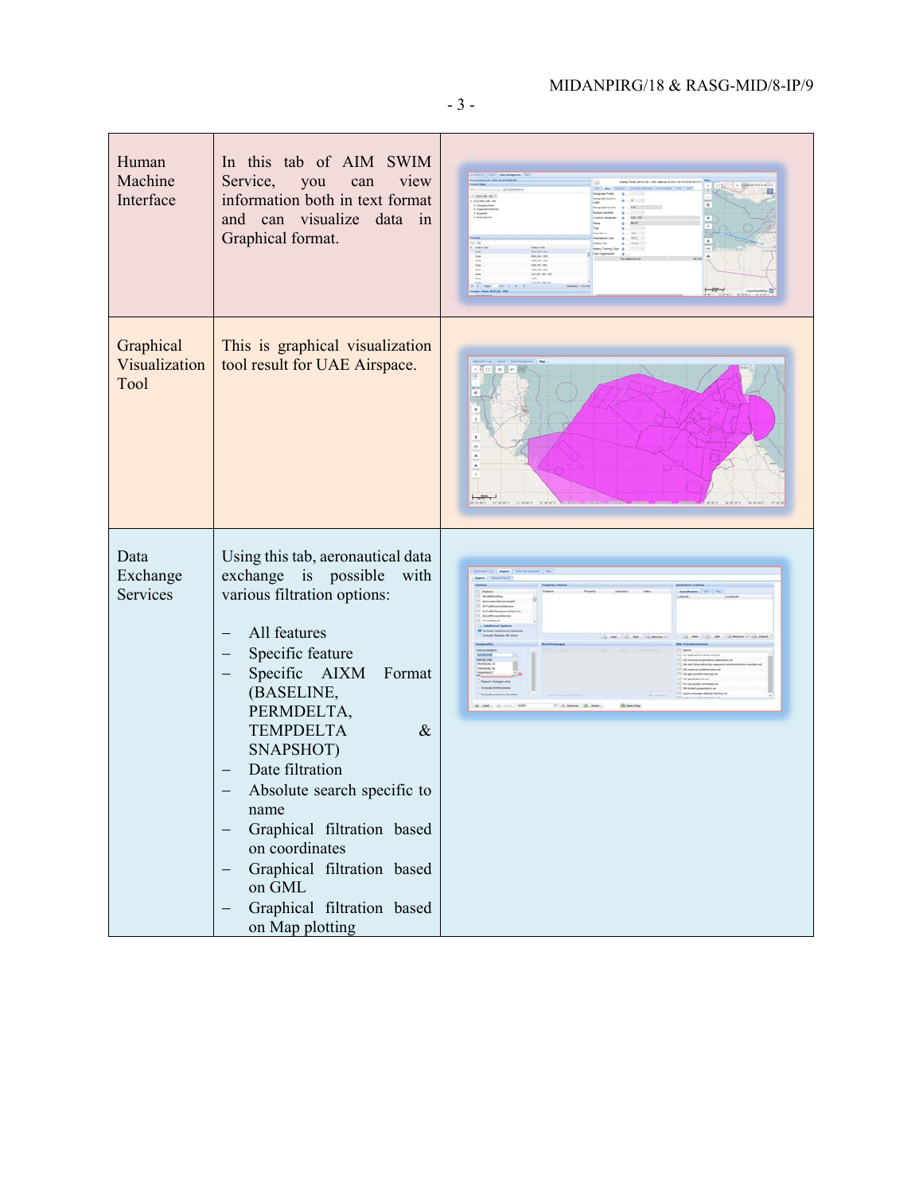| | | |
|---|---|---|
| Human Machine Interface | In this tab of AIM SWIM Service, you can view information both in text format and can visualize data in Graphical format. | |
| Graphical Visualization Tool | This is graphical visualization tool result for UAE Airspace. | |
| Data Exchange Services | Using this tab, aeronautical data exchange is possible with various filtration options:<br><br>– All features<br>– Specific feature<br>– Specific AIXM Format (BASELINE, PERMDELTA, TEMPDELTA & SNAPSHOT)<br>– Date filtration<br>– Absolute search specific to name<br>– Graphical filtration based on coordinates<br>– Graphical filtration based on GML<br>– Graphical filtration based on Map plotting | |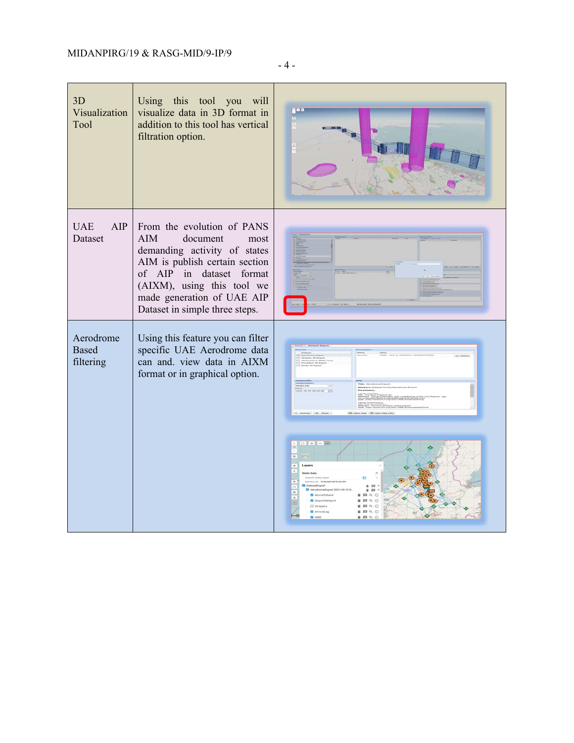| | | |
|---|---|---|
| 3D Visualization Tool | Using this tool you will visualize data in 3D format in addition to this tool has vertical filtration option. | |
| UAE AIP Dataset | From the evolution of PANS AIM document most demanding activity of states AIM is publish certain section of AIP in dataset format (AIXM), using this tool we made generation of UAE AIP Dataset in simple three steps. | |
| Aerodrome Based filtering | Using this feature you can filter specific UAE Aerodrome data can and. view data in AIXM format or in graphical option. | |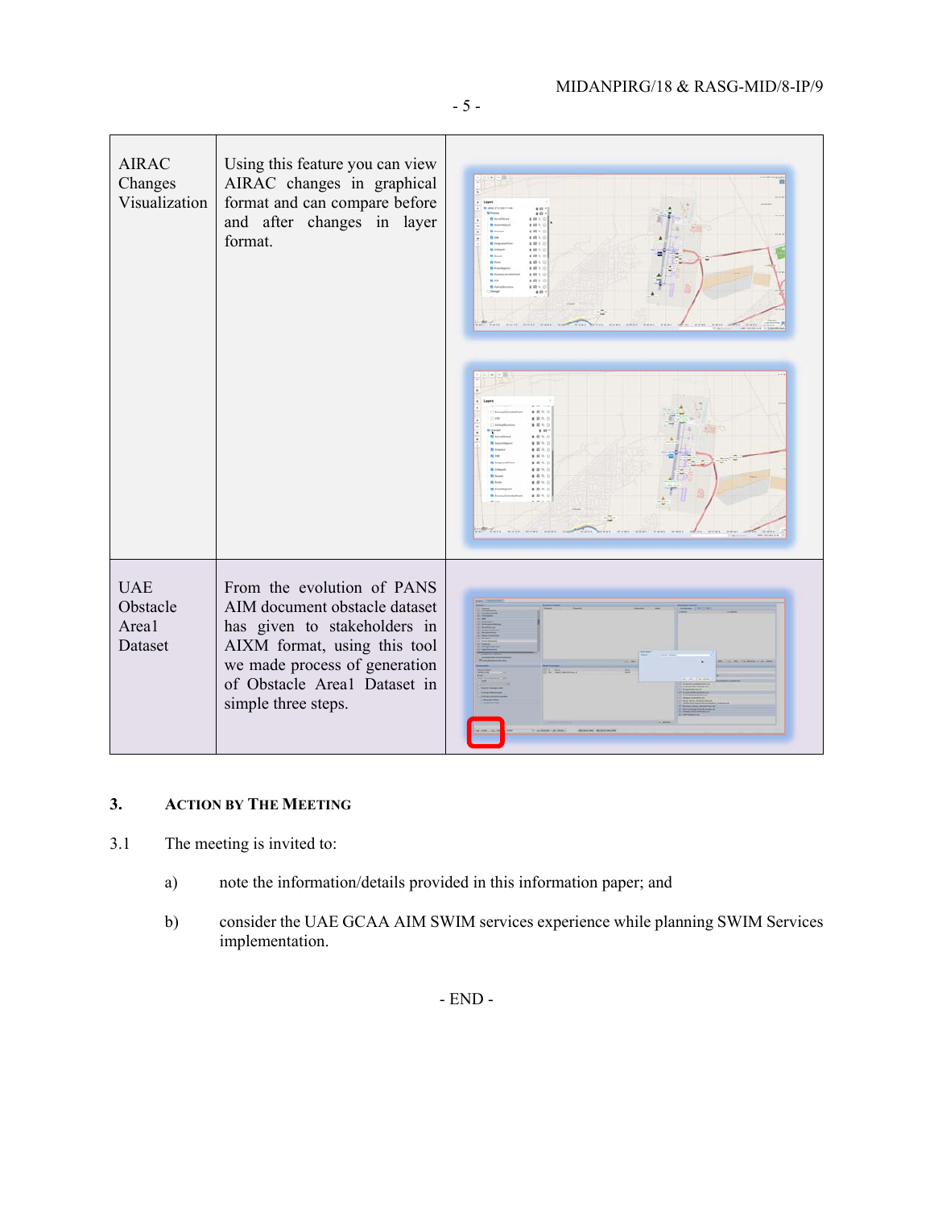| | | |
|---|---|---|
| AIRAC Changes Visualization | Using this feature you can view AIRAC changes in graphical format and can compare before and after changes in layer format. | |
| UAE Obstacle Area1 Dataset | From the evolution of PANS AIM document obstacle dataset has given to stakeholders in AIXM format, using this tool we made process of generation of Obstacle Area1 Dataset in simple three steps. | |

## 3. ACTION BY THE MEETING

3.1 The meeting is invited to:

a) note the information/details provided in this information paper; and

b) consider the UAE GCAA AIM SWIM services experience while planning SWIM Services implementation.

- END -